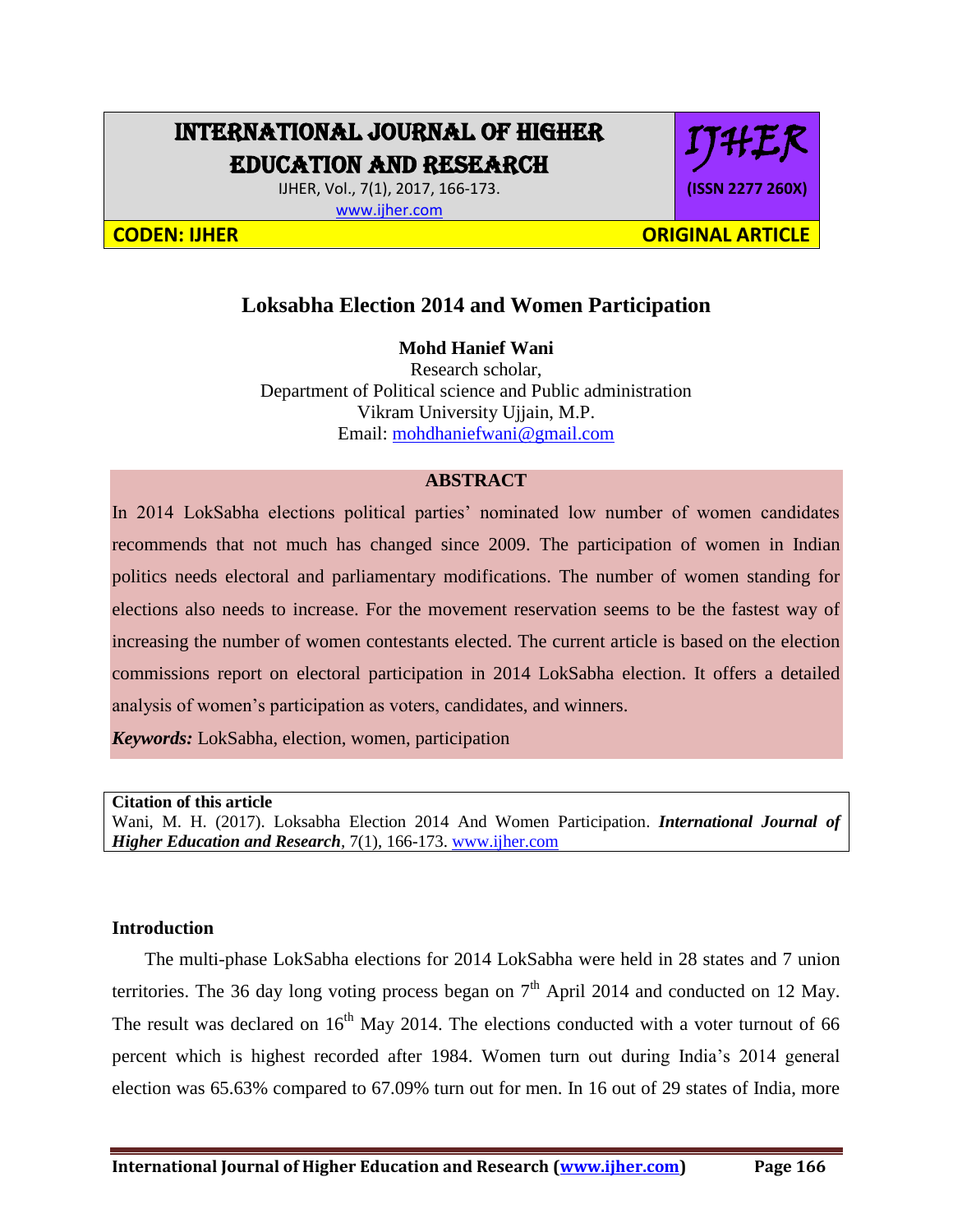# INTERNATIONAL JOURNAL OF HIGHER EDUCATION AND RESEARCH

IJHER, Vol., 7(1), 2017, 166-173.
www.ijher.com

IJHER (ISSN 2277 260X)

CODEN: IJHER | ORIGINAL ARTICLE

## Loksabha Election 2014 and Women Participation

**Mohd Hanief Wani**
Research scholar,
Department of Political science and Public administration
Vikram University Ujjain, M.P.
Email: mohdhaniefwani@gmail.com

### ABSTRACT

In 2014 LokSabha elections political parties' nominated low number of women candidates recommends that not much has changed since 2009. The participation of women in Indian politics needs electoral and parliamentary modifications. The number of women standing for elections also needs to increase. For the movement reservation seems to be the fastest way of increasing the number of women contestants elected. The current article is based on the election commissions report on electoral participation in 2014 LokSabha election. It offers a detailed analysis of women's participation as voters, candidates, and winners.

***Keywords:*** LokSabha, election, women, participation

**Citation of this article**
Wani, M. H. (2017). Loksabha Election 2014 And Women Participation. ***International Journal of Higher Education and Research***, 7(1), 166-173. www.ijher.com

### Introduction

The multi-phase LokSabha elections for 2014 LokSabha were held in 28 states and 7 union territories. The 36 day long voting process began on 7th April 2014 and conducted on 12 May. The result was declared on 16th May 2014. The elections conducted with a voter turnout of 66 percent which is highest recorded after 1984. Women turn out during India's 2014 general election was 65.63% compared to 67.09% turn out for men. In 16 out of 29 states of India, more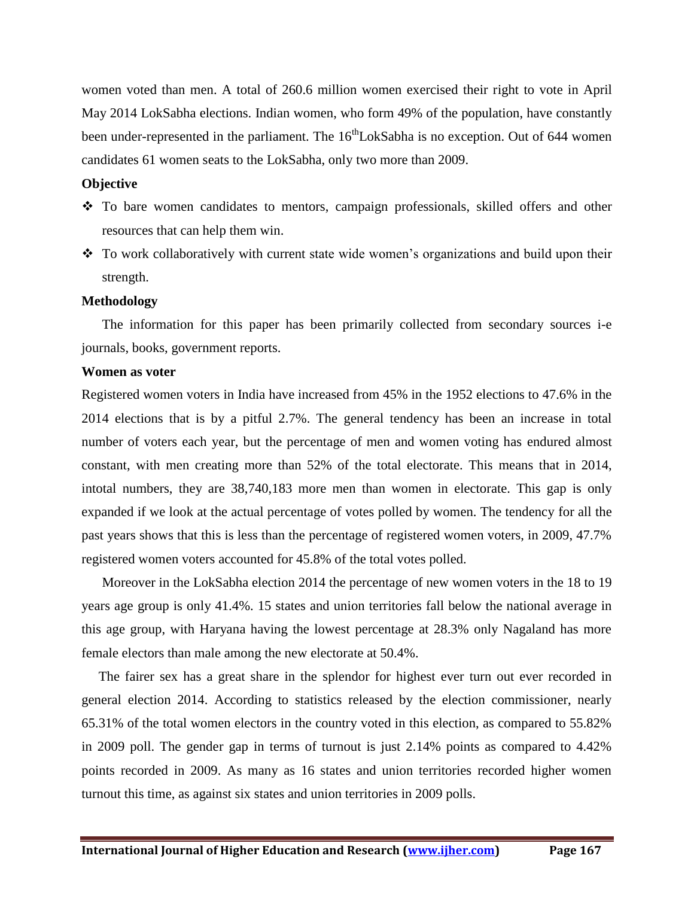women voted than men. A total of 260.6 million women exercised their right to vote in April May 2014 LokSabha elections. Indian women, who form 49% of the population, have constantly been under-represented in the parliament. The 16th LokSabha is no exception. Out of 644 women candidates 61 women seats to the LokSabha, only two more than 2009.

**Objective**

- To bare women candidates to mentors, campaign professionals, skilled offers and other resources that can help them win.
- To work collaboratively with current state wide women's organizations and build upon their strength.

**Methodology**

The information for this paper has been primarily collected from secondary sources i-e journals, books, government reports.

**Women as voter**

Registered women voters in India have increased from 45% in the 1952 elections to 47.6% in the 2014 elections that is by a pitful 2.7%. The general tendency has been an increase in total number of voters each year, but the percentage of men and women voting has endured almost constant, with men creating more than 52% of the total electorate. This means that in 2014, intotal numbers, they are 38,740,183 more men than women in electorate. This gap is only expanded if we look at the actual percentage of votes polled by women. The tendency for all the past years shows that this is less than the percentage of registered women voters, in 2009, 47.7% registered women voters accounted for 45.8% of the total votes polled.

Moreover in the LokSabha election 2014 the percentage of new women voters in the 18 to 19 years age group is only 41.4%. 15 states and union territories fall below the national average in this age group, with Haryana having the lowest percentage at 28.3% only Nagaland has more female electors than male among the new electorate at 50.4%.

The fairer sex has a great share in the splendor for highest ever turn out ever recorded in general election 2014. According to statistics released by the election commissioner, nearly 65.31% of the total women electors in the country voted in this election, as compared to 55.82% in 2009 poll. The gender gap in terms of turnout is just 2.14% points as compared to 4.42% points recorded in 2009. As many as 16 states and union territories recorded higher women turnout this time, as against six states and union territories in 2009 polls.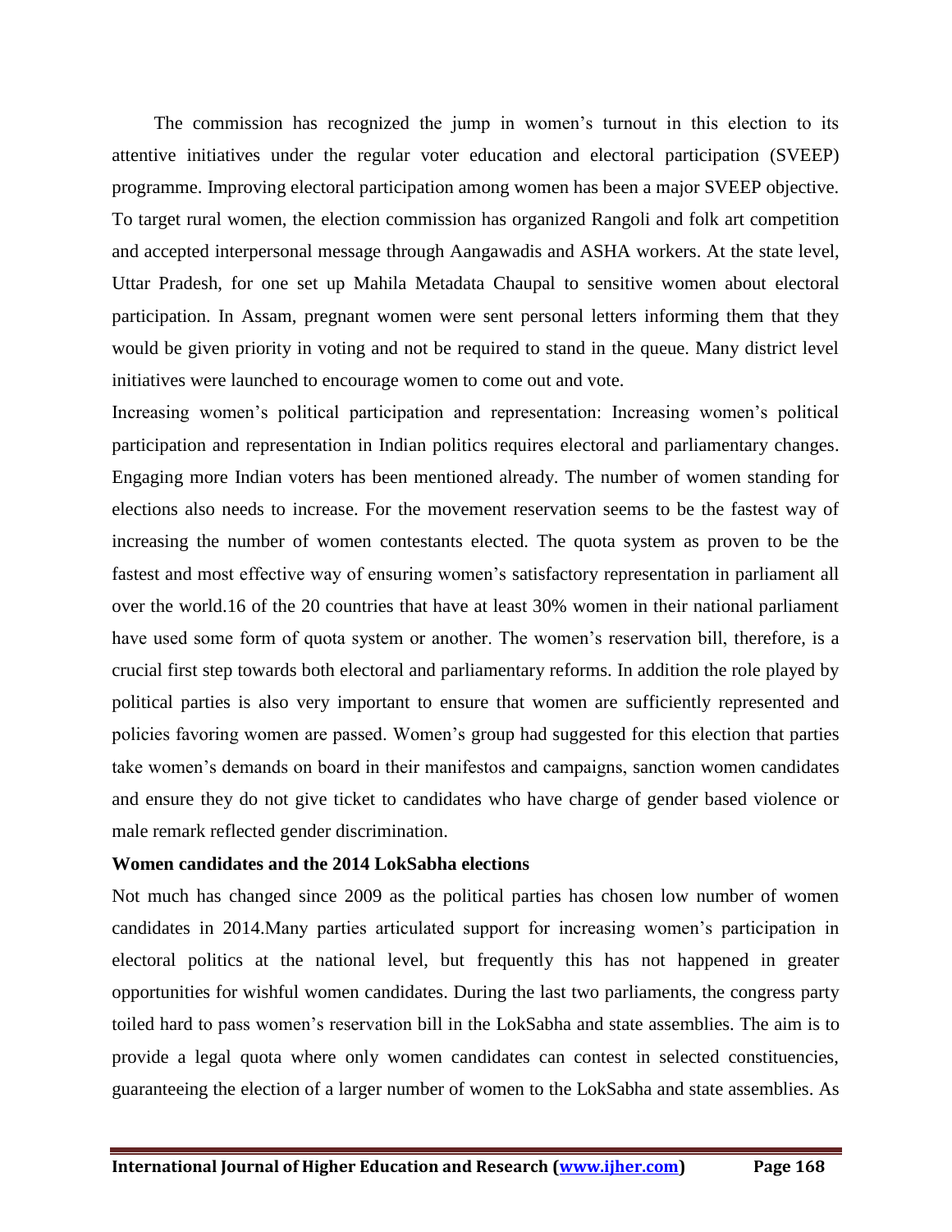The commission has recognized the jump in women's turnout in this election to its attentive initiatives under the regular voter education and electoral participation (SVEEP) programme. Improving electoral participation among women has been a major SVEEP objective. To target rural women, the election commission has organized Rangoli and folk art competition and accepted interpersonal message through Aangawadis and ASHA workers. At the state level, Uttar Pradesh, for one set up Mahila Metadata Chaupal to sensitive women about electoral participation. In Assam, pregnant women were sent personal letters informing them that they would be given priority in voting and not be required to stand in the queue. Many district level initiatives were launched to encourage women to come out and vote.

Increasing women's political participation and representation: Increasing women's political participation and representation in Indian politics requires electoral and parliamentary changes. Engaging more Indian voters has been mentioned already. The number of women standing for elections also needs to increase. For the movement reservation seems to be the fastest way of increasing the number of women contestants elected. The quota system as proven to be the fastest and most effective way of ensuring women's satisfactory representation in parliament all over the world.16 of the 20 countries that have at least 30% women in their national parliament have used some form of quota system or another. The women's reservation bill, therefore, is a crucial first step towards both electoral and parliamentary reforms. In addition the role played by political parties is also very important to ensure that women are sufficiently represented and policies favoring women are passed. Women's group had suggested for this election that parties take women's demands on board in their manifestos and campaigns, sanction women candidates and ensure they do not give ticket to candidates who have charge of gender based violence or male remark reflected gender discrimination.

**Women candidates and the 2014 LokSabha elections**

Not much has changed since 2009 as the political parties has chosen low number of women candidates in 2014.Many parties articulated support for increasing women's participation in electoral politics at the national level, but frequently this has not happened in greater opportunities for wishful women candidates. During the last two parliaments, the congress party toiled hard to pass women's reservation bill in the LokSabha and state assemblies. The aim is to provide a legal quota where only women candidates can contest in selected constituencies, guaranteeing the election of a larger number of women to the LokSabha and state assemblies. As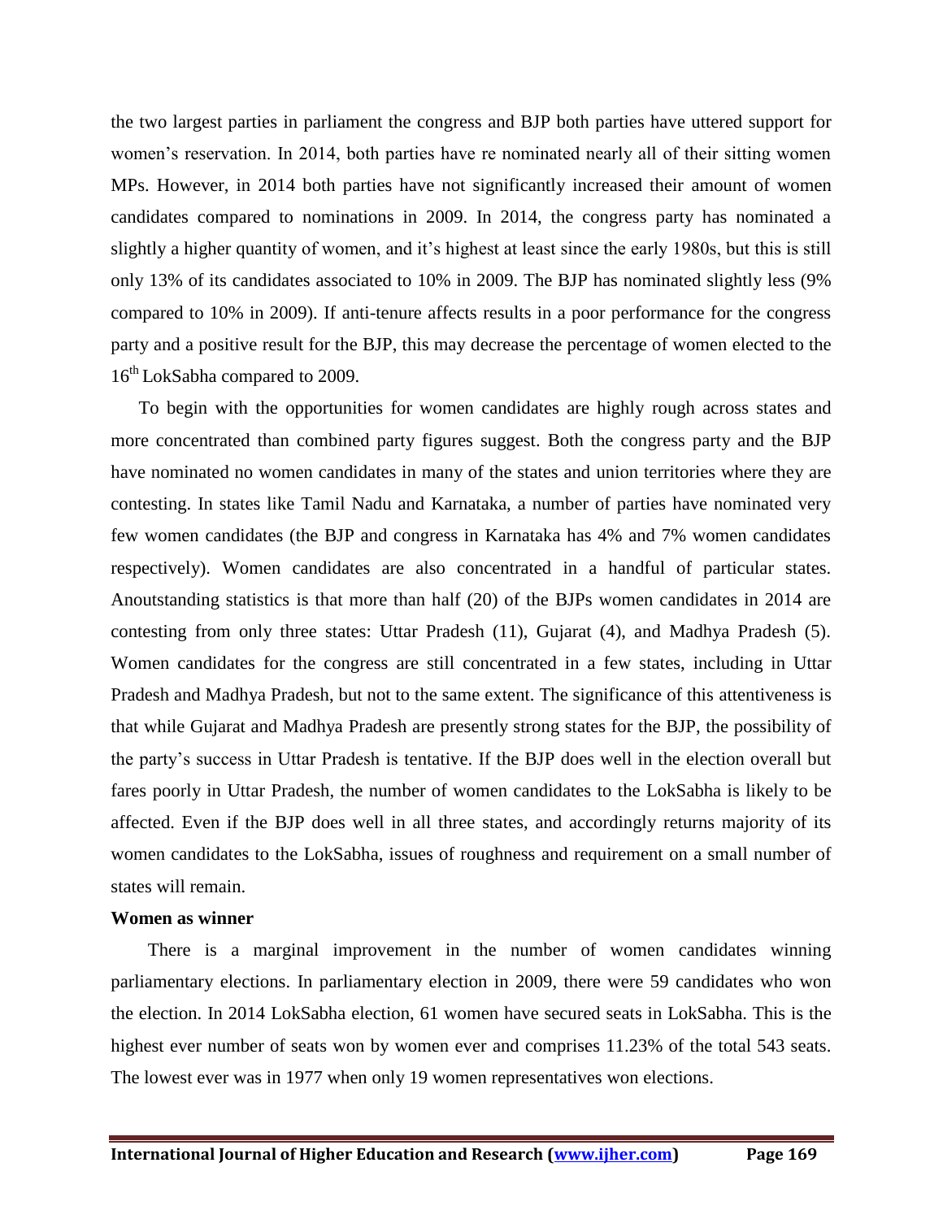the two largest parties in parliament the congress and BJP both parties have uttered support for women's reservation. In 2014, both parties have re nominated nearly all of their sitting women MPs. However, in 2014 both parties have not significantly increased their amount of women candidates compared to nominations in 2009. In 2014, the congress party has nominated a slightly a higher quantity of women, and it's highest at least since the early 1980s, but this is still only 13% of its candidates associated to 10% in 2009. The BJP has nominated slightly less (9% compared to 10% in 2009). If anti-tenure affects results in a poor performance for the congress party and a positive result for the BJP, this may decrease the percentage of women elected to the 16th LokSabha compared to 2009.

To begin with the opportunities for women candidates are highly rough across states and more concentrated than combined party figures suggest. Both the congress party and the BJP have nominated no women candidates in many of the states and union territories where they are contesting. In states like Tamil Nadu and Karnataka, a number of parties have nominated very few women candidates (the BJP and congress in Karnataka has 4% and 7% women candidates respectively). Women candidates are also concentrated in a handful of particular states. Anoutstanding statistics is that more than half (20) of the BJPs women candidates in 2014 are contesting from only three states: Uttar Pradesh (11), Gujarat (4), and Madhya Pradesh (5). Women candidates for the congress are still concentrated in a few states, including in Uttar Pradesh and Madhya Pradesh, but not to the same extent. The significance of this attentiveness is that while Gujarat and Madhya Pradesh are presently strong states for the BJP, the possibility of the party's success in Uttar Pradesh is tentative. If the BJP does well in the election overall but fares poorly in Uttar Pradesh, the number of women candidates to the LokSabha is likely to be affected. Even if the BJP does well in all three states, and accordingly returns majority of its women candidates to the LokSabha, issues of roughness and requirement on a small number of states will remain.

**Women as winner**

There is a marginal improvement in the number of women candidates winning parliamentary elections. In parliamentary election in 2009, there were 59 candidates who won the election. In 2014 LokSabha election, 61 women have secured seats in LokSabha. This is the highest ever number of seats won by women ever and comprises 11.23% of the total 543 seats. The lowest ever was in 1977 when only 19 women representatives won elections.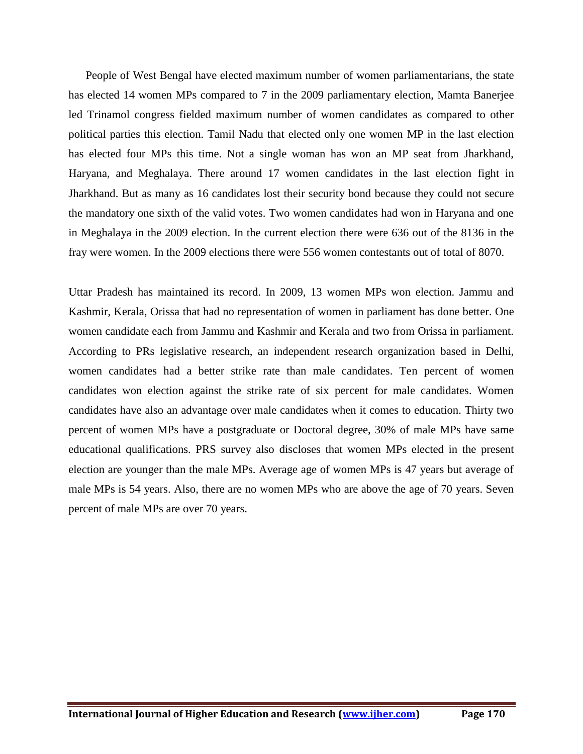People of West Bengal have elected maximum number of women parliamentarians, the state has elected 14 women MPs compared to 7 in the 2009 parliamentary election, Mamta Banerjee led Trinamol congress fielded maximum number of women candidates as compared to other political parties this election. Tamil Nadu that elected only one women MP in the last election has elected four MPs this time. Not a single woman has won an MP seat from Jharkhand, Haryana, and Meghalaya. There around 17 women candidates in the last election fight in Jharkhand. But as many as 16 candidates lost their security bond because they could not secure the mandatory one sixth of the valid votes. Two women candidates had won in Haryana and one in Meghalaya in the 2009 election. In the current election there were 636 out of the 8136 in the fray were women. In the 2009 elections there were 556 women contestants out of total of 8070.

Uttar Pradesh has maintained its record. In 2009, 13 women MPs won election. Jammu and Kashmir, Kerala, Orissa that had no representation of women in parliament has done better. One women candidate each from Jammu and Kashmir and Kerala and two from Orissa in parliament. According to PRs legislative research, an independent research organization based in Delhi, women candidates had a better strike rate than male candidates. Ten percent of women candidates won election against the strike rate of six percent for male candidates. Women candidates have also an advantage over male candidates when it comes to education. Thirty two percent of women MPs have a postgraduate or Doctoral degree, 30% of male MPs have same educational qualifications. PRS survey also discloses that women MPs elected in the present election are younger than the male MPs. Average age of women MPs is 47 years but average of male MPs is 54 years. Also, there are no women MPs who are above the age of 70 years. Seven percent of male MPs are over 70 years.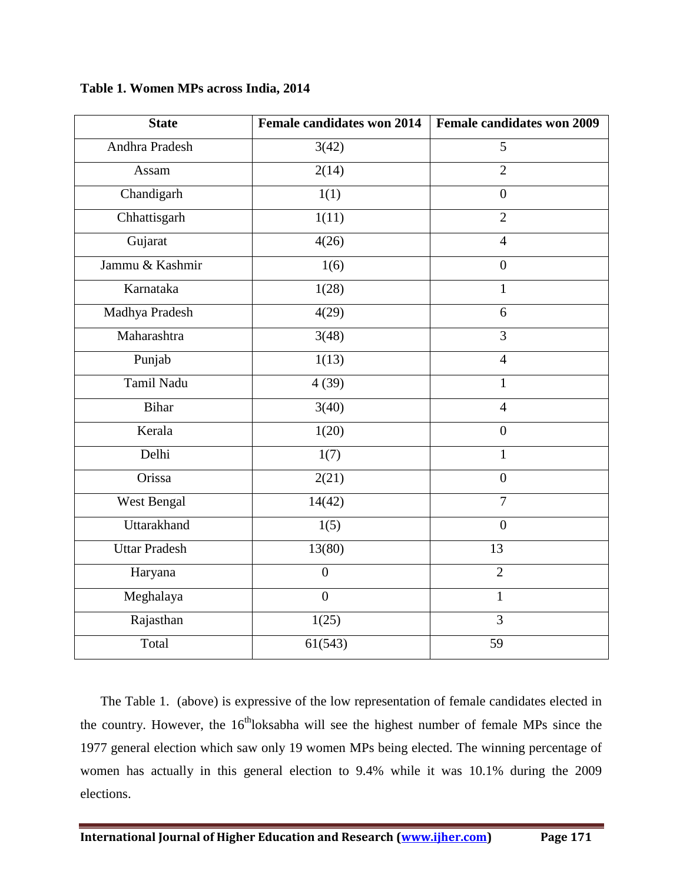**Table 1. Women MPs across India, 2014**

| State | Female candidates won 2014 | Female candidates won 2009 |
|---|---|---|
| Andhra Pradesh | 3(42) | 5 |
| Assam | 2(14) | 2 |
| Chandigarh | 1(1) | 0 |
| Chhattisgarh | 1(11) | 2 |
| Gujarat | 4(26) | 4 |
| Jammu & Kashmir | 1(6) | 0 |
| Karnataka | 1(28) | 1 |
| Madhya Pradesh | 4(29) | 6 |
| Maharashtra | 3(48) | 3 |
| Punjab | 1(13) | 4 |
| Tamil Nadu | 4 (39) | 1 |
| Bihar | 3(40) | 4 |
| Kerala | 1(20) | 0 |
| Delhi | 1(7) | 1 |
| Orissa | 2(21) | 0 |
| West Bengal | 14(42) | 7 |
| Uttarakhand | 1(5) | 0 |
| Uttar Pradesh | 13(80) | 13 |
| Haryana | 0 | 2 |
| Meghalaya | 0 | 1 |
| Rajasthan | 1(25) | 3 |
| Total | 61(543) | 59 |

The Table 1. (above) is expressive of the low representation of female candidates elected in the country. However, the 16[th]loksabha will see the highest number of female MPs since the 1977 general election which saw only 19 women MPs being elected. The winning percentage of women has actually in this general election to 9.4% while it was 10.1% during the 2009 elections.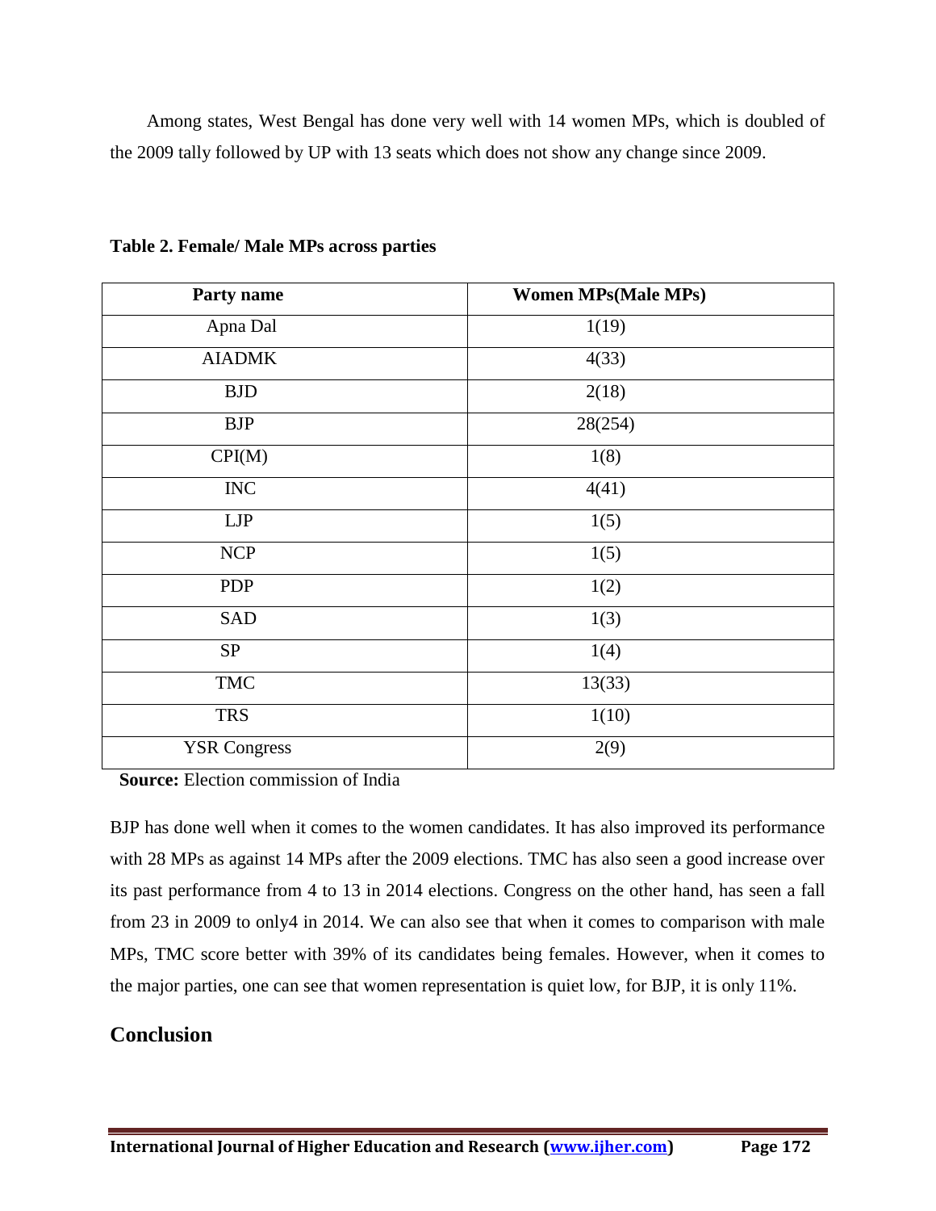Among states, West Bengal has done very well with 14 women MPs, which is doubled of the 2009 tally followed by UP with 13 seats which does not show any change since 2009.

**Table 2. Female/ Male MPs across parties**

| Party name | Women MPs(Male MPs) |
|---|---|
| Apna Dal | 1(19) |
| AIADMK | 4(33) |
| BJD | 2(18) |
| BJP | 28(254) |
| CPI(M) | 1(8) |
| INC | 4(41) |
| LJP | 1(5) |
| NCP | 1(5) |
| PDP | 1(2) |
| SAD | 1(3) |
| SP | 1(4) |
| TMC | 13(33) |
| TRS | 1(10) |
| YSR Congress | 2(9) |

**Source:** Election commission of India

BJP has done well when it comes to the women candidates. It has also improved its performance with 28 MPs as against 14 MPs after the 2009 elections. TMC has also seen a good increase over its past performance from 4 to 13 in 2014 elections. Congress on the other hand, has seen a fall from 23 in 2009 to only4 in 2014. We can also see that when it comes to comparison with male MPs, TMC score better with 39% of its candidates being females. However, when it comes to the major parties, one can see that women representation is quiet low, for BJP, it is only 11%.

## Conclusion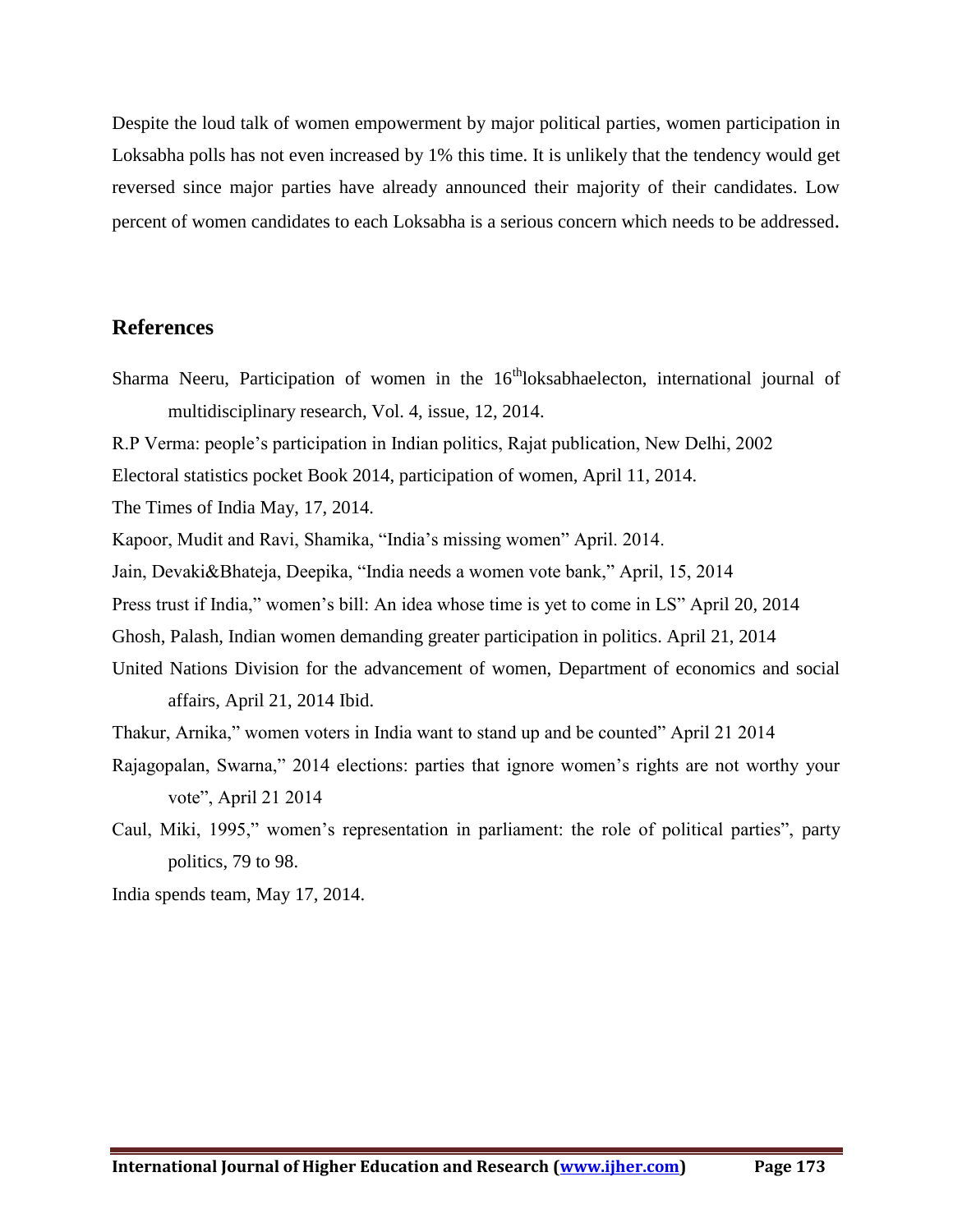Despite the loud talk of women empowerment by major political parties, women participation in Loksabha polls has not even increased by 1% this time. It is unlikely that the tendency would get reversed since major parties have already announced their majority of their candidates. Low percent of women candidates to each Loksabha is a serious concern which needs to be addressed.

## References

Sharma Neeru, Participation of women in the 16thloksabhaelecton, international journal of multidisciplinary research, Vol. 4, issue, 12, 2014.

R.P Verma: people's participation in Indian politics, Rajat publication, New Delhi, 2002

Electoral statistics pocket Book 2014, participation of women, April 11, 2014.

The Times of India May, 17, 2014.

Kapoor, Mudit and Ravi, Shamika, "India's missing women" April. 2014.

Jain, Devaki&Bhateja, Deepika, "India needs a women vote bank," April, 15, 2014

Press trust if India," women's bill: An idea whose time is yet to come in LS" April 20, 2014

Ghosh, Palash, Indian women demanding greater participation in politics. April 21, 2014

United Nations Division for the advancement of women, Department of economics and social affairs, April 21, 2014 Ibid.

Thakur, Arnika," women voters in India want to stand up and be counted" April 21 2014

Rajagopalan, Swarna," 2014 elections: parties that ignore women's rights are not worthy your vote", April 21 2014

Caul, Miki, 1995," women's representation in parliament: the role of political parties", party politics, 79 to 98.

India spends team, May 17, 2014.